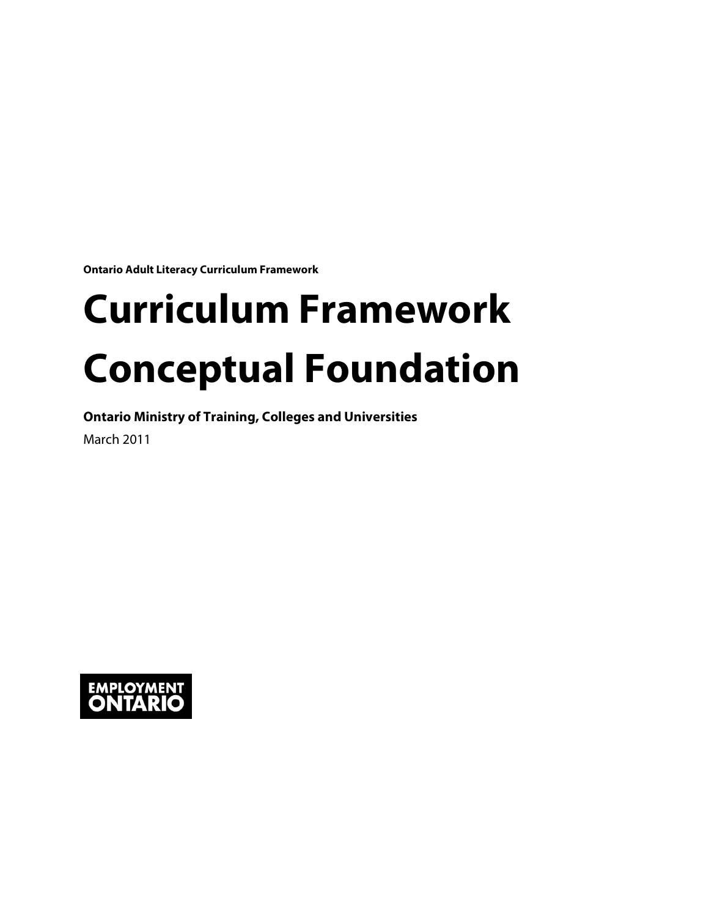**Ontario Adult Literacy Curriculum Framework**

# Curriculum Framework Conceptual Foundation

**Ontario Ministry of Training, Colleges and Universities**

March 2011

**EMPLOYMENT ONTARIO**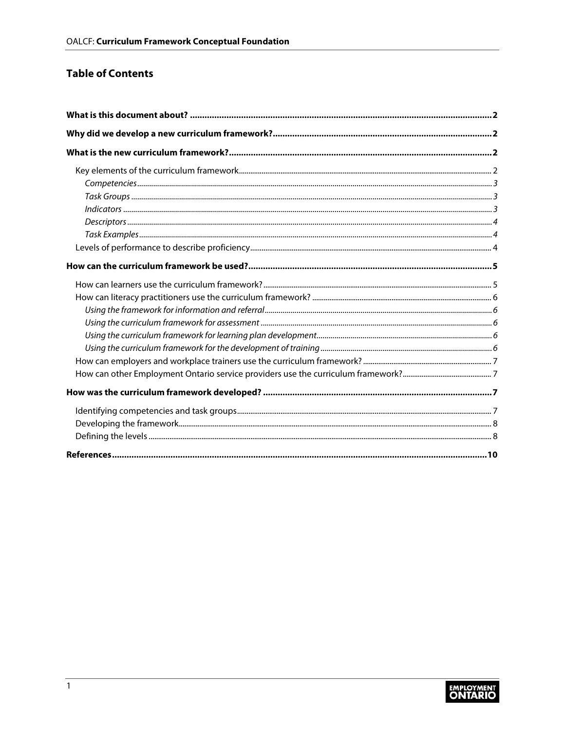## Table of Contents

- **What is this document about?** .......... 2
- **Why did we develop a new curriculum framework?** .......... 2
- **What is the new curriculum framework?** .......... 2
  - Key elements of the curriculum framework .......... 2
    - *Competencies* .......... 3
    - *Task Groups* .......... 3
    - *Indicators* .......... 3
    - *Descriptors* .......... 4
    - *Task Examples* .......... 4
  - Levels of performance to describe proficiency .......... 4
- **How can the curriculum framework be used?** .......... 5
  - How can learners use the curriculum framework? .......... 5
  - How can literacy practitioners use the curriculum framework? .......... 6
    - *Using the framework for information and referral* .......... 6
    - *Using the curriculum framework for assessment* .......... 6
    - *Using the curriculum framework for learning plan development* .......... 6
    - *Using the curriculum framework for the development of training* .......... 6
  - How can employers and workplace trainers use the curriculum framework? .......... 7
  - How can other Employment Ontario service providers use the curriculum framework? .......... 7
- **How was the curriculum framework developed?** .......... 7
  - Identifying competencies and task groups .......... 7
  - Developing the framework .......... 8
  - Defining the levels .......... 8
- **References** .......... 10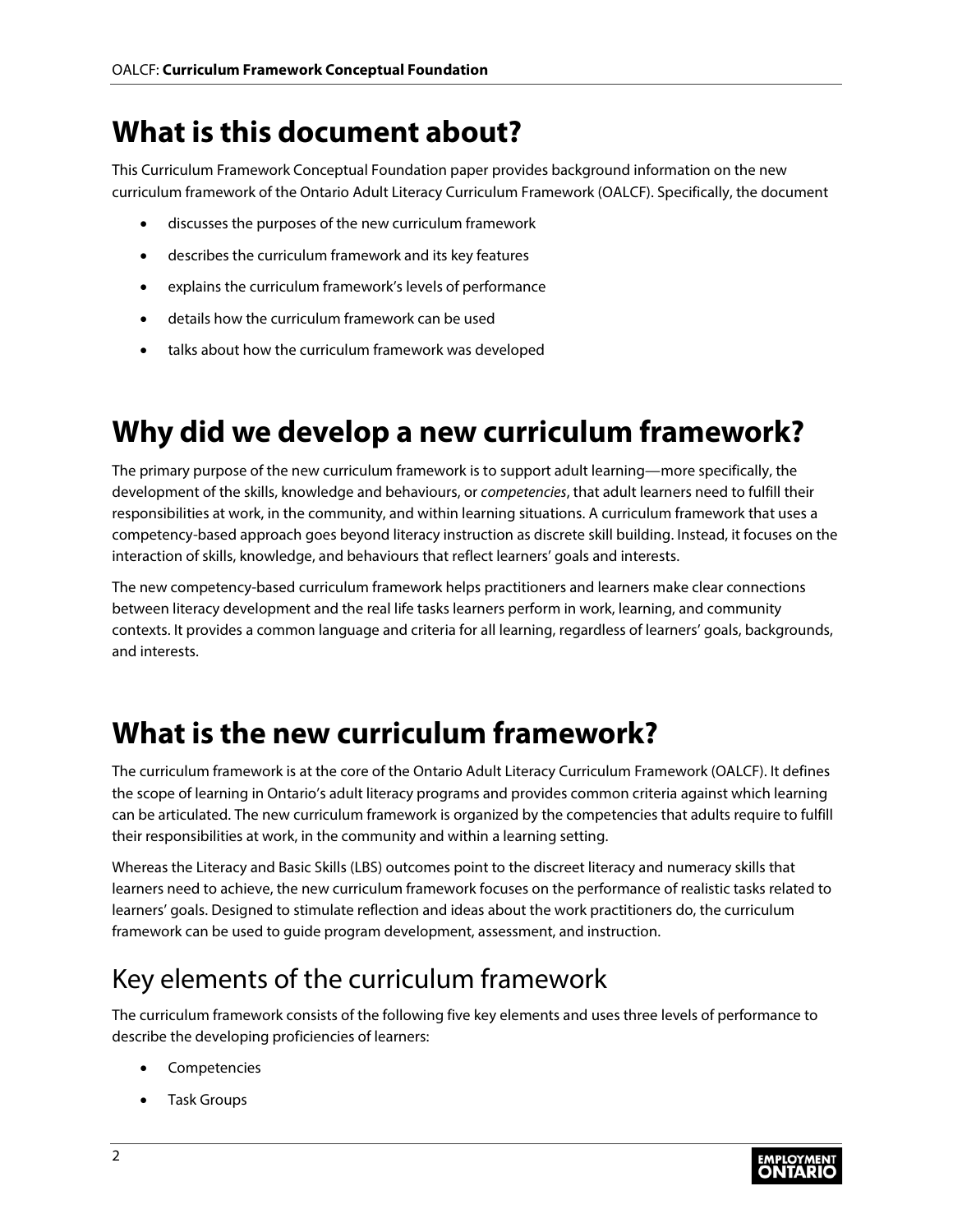# What is this document about?

This Curriculum Framework Conceptual Foundation paper provides background information on the new curriculum framework of the Ontario Adult Literacy Curriculum Framework (OALCF). Specifically, the document

- discusses the purposes of the new curriculum framework
- describes the curriculum framework and its key features
- explains the curriculum framework's levels of performance
- details how the curriculum framework can be used
- talks about how the curriculum framework was developed

# Why did we develop a new curriculum framework?

The primary purpose of the new curriculum framework is to support adult learning—more specifically, the development of the skills, knowledge and behaviours, or *competencies*, that adult learners need to fulfill their responsibilities at work, in the community, and within learning situations. A curriculum framework that uses a competency-based approach goes beyond literacy instruction as discrete skill building. Instead, it focuses on the interaction of skills, knowledge, and behaviours that reflect learners' goals and interests.

The new competency-based curriculum framework helps practitioners and learners make clear connections between literacy development and the real life tasks learners perform in work, learning, and community contexts. It provides a common language and criteria for all learning, regardless of learners' goals, backgrounds, and interests.

# What is the new curriculum framework?

The curriculum framework is at the core of the Ontario Adult Literacy Curriculum Framework (OALCF). It defines the scope of learning in Ontario's adult literacy programs and provides common criteria against which learning can be articulated. The new curriculum framework is organized by the competencies that adults require to fulfill their responsibilities at work, in the community and within a learning setting.

Whereas the Literacy and Basic Skills (LBS) outcomes point to the discreet literacy and numeracy skills that learners need to achieve, the new curriculum framework focuses on the performance of realistic tasks related to learners' goals. Designed to stimulate reflection and ideas about the work practitioners do, the curriculum framework can be used to guide program development, assessment, and instruction.

## Key elements of the curriculum framework

The curriculum framework consists of the following five key elements and uses three levels of performance to describe the developing proficiencies of learners:

- Competencies
- Task Groups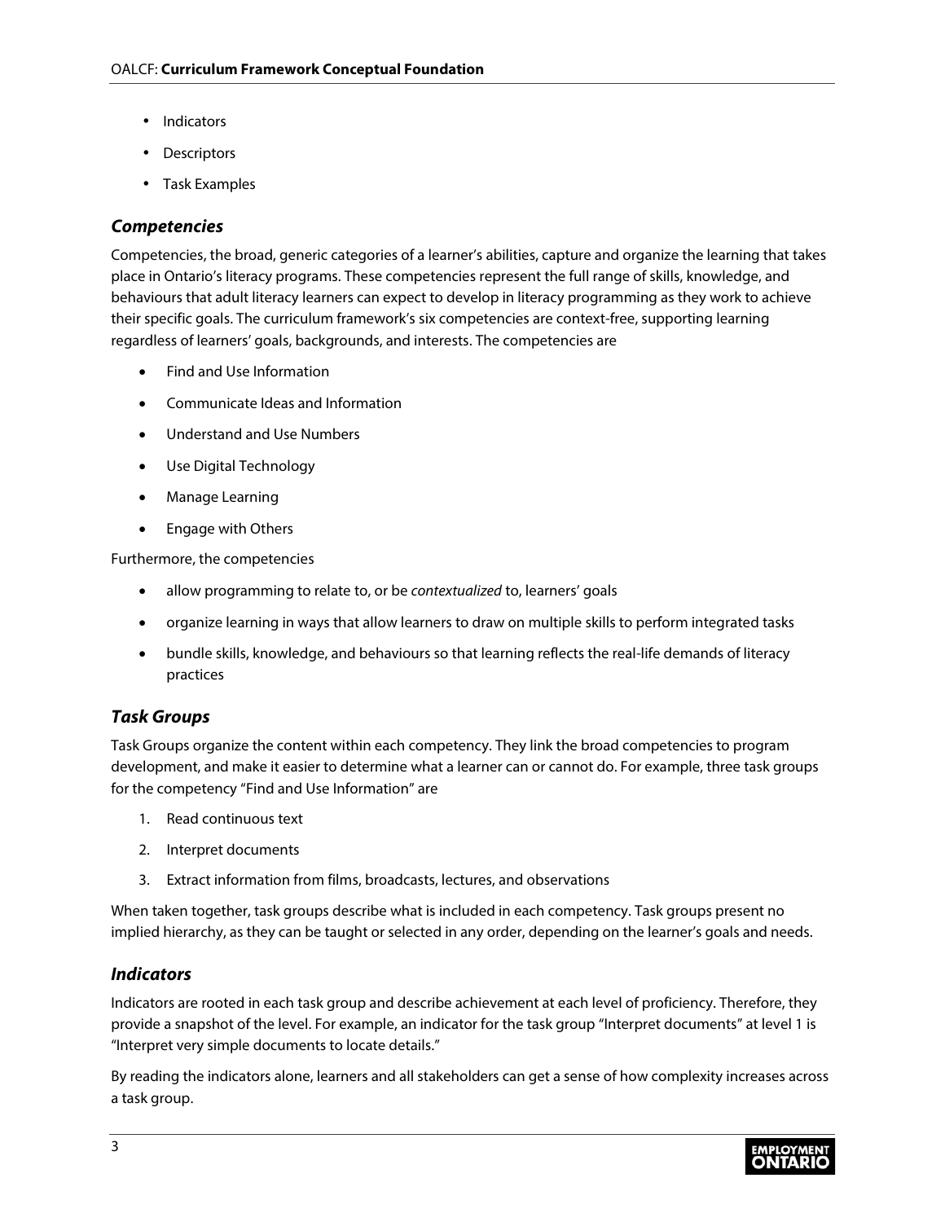- Indicators
- Descriptors
- Task Examples

### *Competencies*

Competencies, the broad, generic categories of a learner's abilities, capture and organize the learning that takes place in Ontario's literacy programs. These competencies represent the full range of skills, knowledge, and behaviours that adult literacy learners can expect to develop in literacy programming as they work to achieve their specific goals. The curriculum framework's six competencies are context-free, supporting learning regardless of learners' goals, backgrounds, and interests. The competencies are

- Find and Use Information
- Communicate Ideas and Information
- Understand and Use Numbers
- Use Digital Technology
- Manage Learning
- Engage with Others

Furthermore, the competencies

- allow programming to relate to, or be *contextualized* to, learners' goals
- organize learning in ways that allow learners to draw on multiple skills to perform integrated tasks
- bundle skills, knowledge, and behaviours so that learning reflects the real-life demands of literacy practices

### *Task Groups*

Task Groups organize the content within each competency. They link the broad competencies to program development, and make it easier to determine what a learner can or cannot do. For example, three task groups for the competency "Find and Use Information" are

1. Read continuous text
2. Interpret documents
3. Extract information from films, broadcasts, lectures, and observations

When taken together, task groups describe what is included in each competency. Task groups present no implied hierarchy, as they can be taught or selected in any order, depending on the learner's goals and needs.

### *Indicators*

Indicators are rooted in each task group and describe achievement at each level of proficiency. Therefore, they provide a snapshot of the level. For example, an indicator for the task group "Interpret documents" at level 1 is "Interpret very simple documents to locate details."

By reading the indicators alone, learners and all stakeholders can get a sense of how complexity increases across a task group.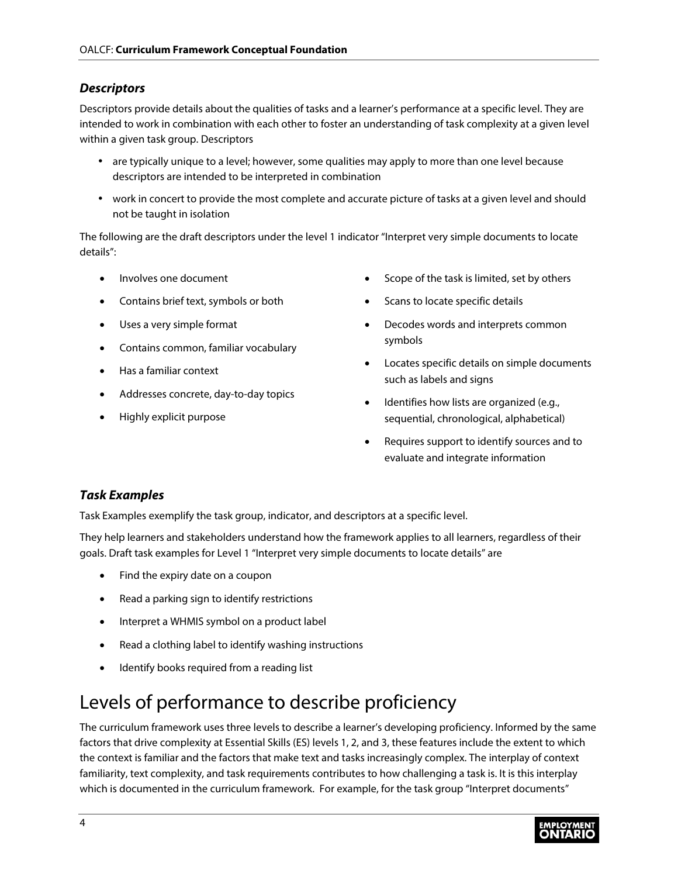### *Descriptors*

Descriptors provide details about the qualities of tasks and a learner's performance at a specific level. They are intended to work in combination with each other to foster an understanding of task complexity at a given level within a given task group. Descriptors

- are typically unique to a level; however, some qualities may apply to more than one level because descriptors are intended to be interpreted in combination
- work in concert to provide the most complete and accurate picture of tasks at a given level and should not be taught in isolation

The following are the draft descriptors under the level 1 indicator "Interpret very simple documents to locate details":

- Involves one document
- Contains brief text, symbols or both
- Uses a very simple format
- Contains common, familiar vocabulary
- Has a familiar context
- Addresses concrete, day-to-day topics
- Highly explicit purpose
- Scope of the task is limited, set by others
- Scans to locate specific details
- Decodes words and interprets common symbols
- Locates specific details on simple documents such as labels and signs
- Identifies how lists are organized (e.g., sequential, chronological, alphabetical)
- Requires support to identify sources and to evaluate and integrate information

### *Task Examples*

Task Examples exemplify the task group, indicator, and descriptors at a specific level.

They help learners and stakeholders understand how the framework applies to all learners, regardless of their goals. Draft task examples for Level 1 "Interpret very simple documents to locate details" are

- Find the expiry date on a coupon
- Read a parking sign to identify restrictions
- Interpret a WHMIS symbol on a product label
- Read a clothing label to identify washing instructions
- Identify books required from a reading list

## Levels of performance to describe proficiency

The curriculum framework uses three levels to describe a learner's developing proficiency. Informed by the same factors that drive complexity at Essential Skills (ES) levels 1, 2, and 3, these features include the extent to which the context is familiar and the factors that make text and tasks increasingly complex. The interplay of context familiarity, text complexity, and task requirements contributes to how challenging a task is. It is this interplay which is documented in the curriculum framework. For example, for the task group "Interpret documents"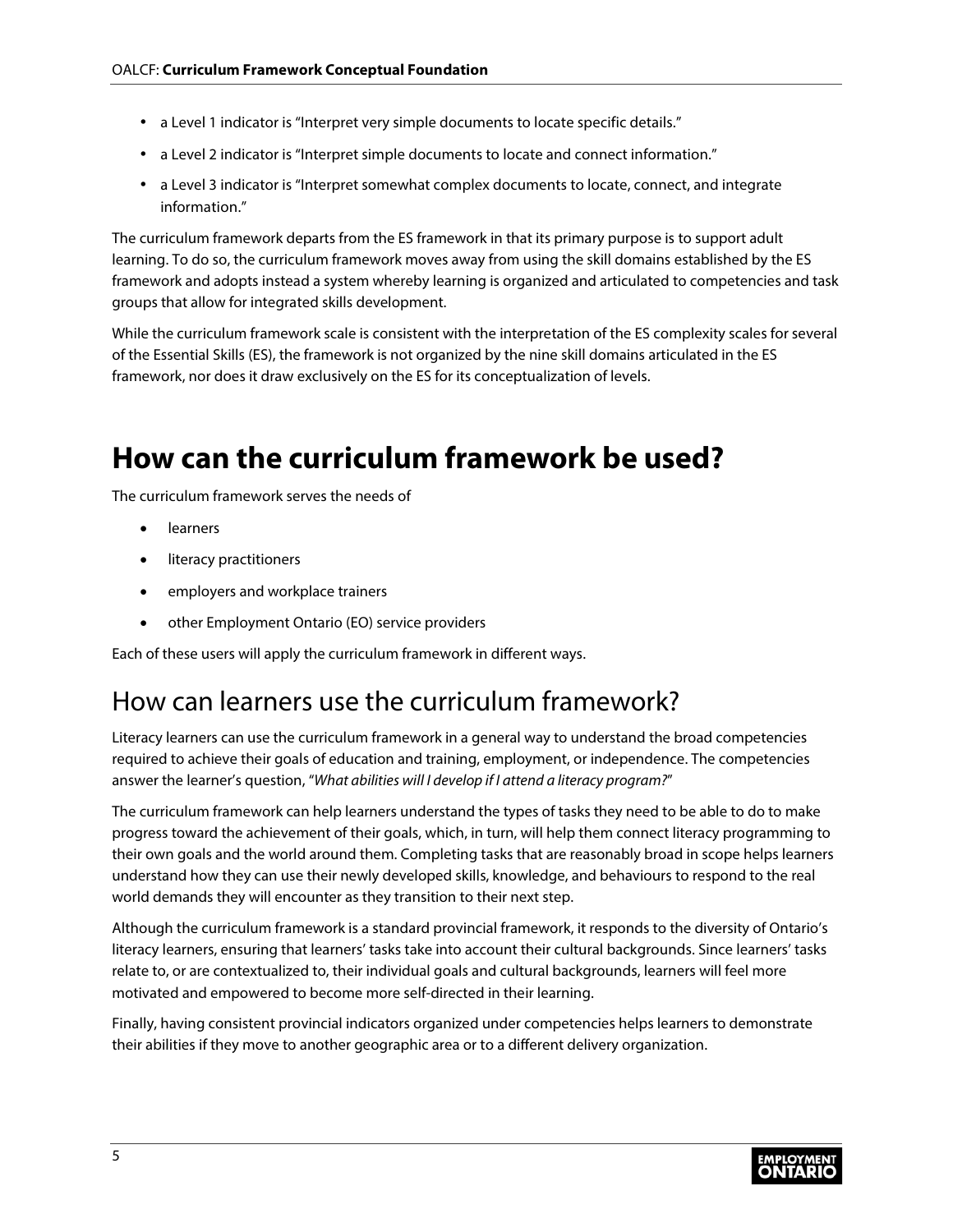- a Level 1 indicator is "Interpret very simple documents to locate specific details."
- a Level 2 indicator is "Interpret simple documents to locate and connect information."
- a Level 3 indicator is "Interpret somewhat complex documents to locate, connect, and integrate information."

The curriculum framework departs from the ES framework in that its primary purpose is to support adult learning. To do so, the curriculum framework moves away from using the skill domains established by the ES framework and adopts instead a system whereby learning is organized and articulated to competencies and task groups that allow for integrated skills development.

While the curriculum framework scale is consistent with the interpretation of the ES complexity scales for several of the Essential Skills (ES), the framework is not organized by the nine skill domains articulated in the ES framework, nor does it draw exclusively on the ES for its conceptualization of levels.

# How can the curriculum framework be used?

The curriculum framework serves the needs of

- learners
- literacy practitioners
- employers and workplace trainers
- other Employment Ontario (EO) service providers

Each of these users will apply the curriculum framework in different ways.

## How can learners use the curriculum framework?

Literacy learners can use the curriculum framework in a general way to understand the broad competencies required to achieve their goals of education and training, employment, or independence. The competencies answer the learner's question, "*What abilities will I develop if I attend a literacy program?*"

The curriculum framework can help learners understand the types of tasks they need to be able to do to make progress toward the achievement of their goals, which, in turn, will help them connect literacy programming to their own goals and the world around them. Completing tasks that are reasonably broad in scope helps learners understand how they can use their newly developed skills, knowledge, and behaviours to respond to the real world demands they will encounter as they transition to their next step.

Although the curriculum framework is a standard provincial framework, it responds to the diversity of Ontario's literacy learners, ensuring that learners' tasks take into account their cultural backgrounds. Since learners' tasks relate to, or are contextualized to, their individual goals and cultural backgrounds, learners will feel more motivated and empowered to become more self-directed in their learning.

Finally, having consistent provincial indicators organized under competencies helps learners to demonstrate their abilities if they move to another geographic area or to a different delivery organization.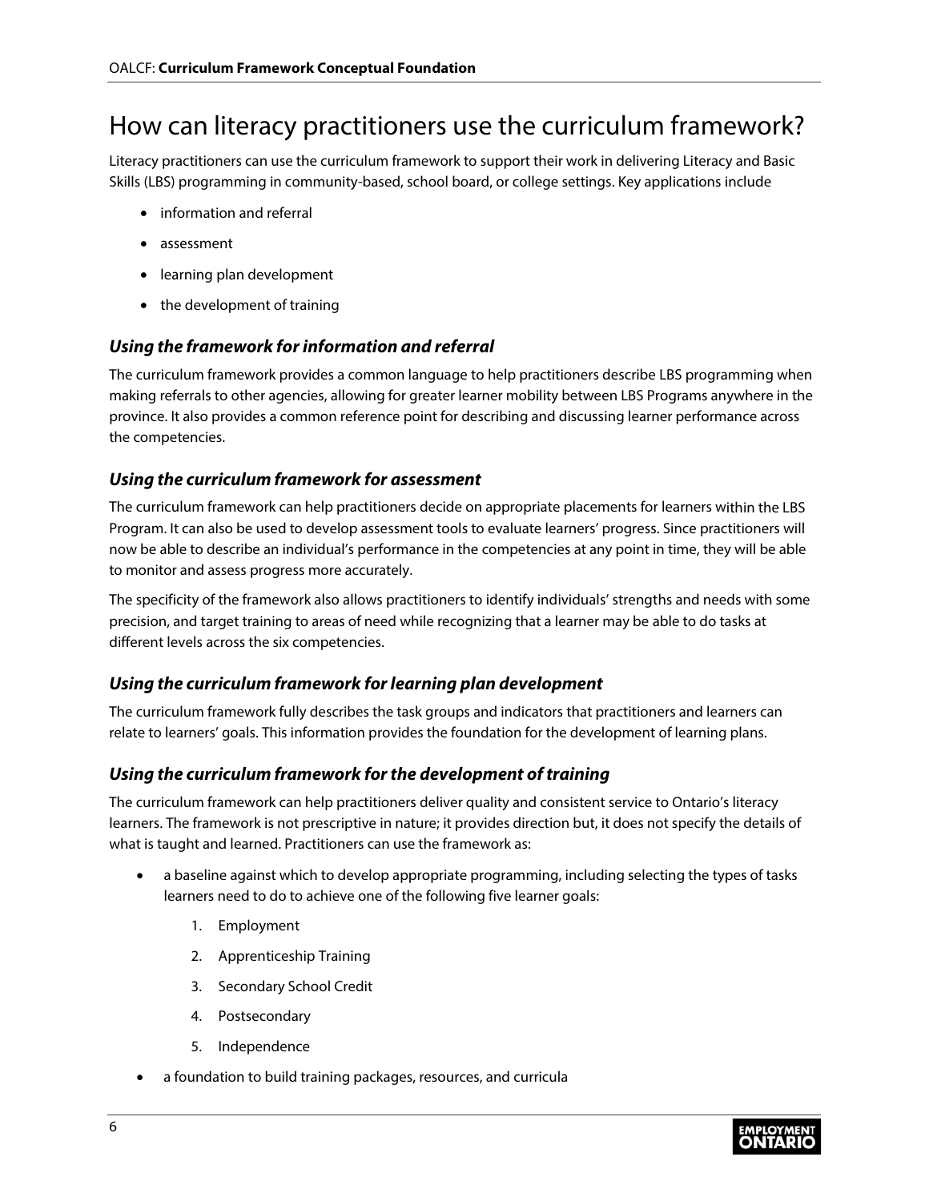# How can literacy practitioners use the curriculum framework?

Literacy practitioners can use the curriculum framework to support their work in delivering Literacy and Basic Skills (LBS) programming in community-based, school board, or college settings. Key applications include

- information and referral
- assessment
- learning plan development
- the development of training

### *Using the framework for information and referral*

The curriculum framework provides a common language to help practitioners describe LBS programming when making referrals to other agencies, allowing for greater learner mobility between LBS Programs anywhere in the province. It also provides a common reference point for describing and discussing learner performance across the competencies.

### *Using the curriculum framework for assessment*

The curriculum framework can help practitioners decide on appropriate placements for learners within the LBS Program. It can also be used to develop assessment tools to evaluate learners' progress. Since practitioners will now be able to describe an individual's performance in the competencies at any point in time, they will be able to monitor and assess progress more accurately.

The specificity of the framework also allows practitioners to identify individuals' strengths and needs with some precision, and target training to areas of need while recognizing that a learner may be able to do tasks at different levels across the six competencies.

### *Using the curriculum framework for learning plan development*

The curriculum framework fully describes the task groups and indicators that practitioners and learners can relate to learners' goals. This information provides the foundation for the development of learning plans.

### *Using the curriculum framework for the development of training*

The curriculum framework can help practitioners deliver quality and consistent service to Ontario's literacy learners. The framework is not prescriptive in nature; it provides direction but, it does not specify the details of what is taught and learned. Practitioners can use the framework as:

- a baseline against which to develop appropriate programming, including selecting the types of tasks learners need to do to achieve one of the following five learner goals:
    1. Employment
    2. Apprenticeship Training
    3. Secondary School Credit
    4. Postsecondary
    5. Independence
- a foundation to build training packages, resources, and curricula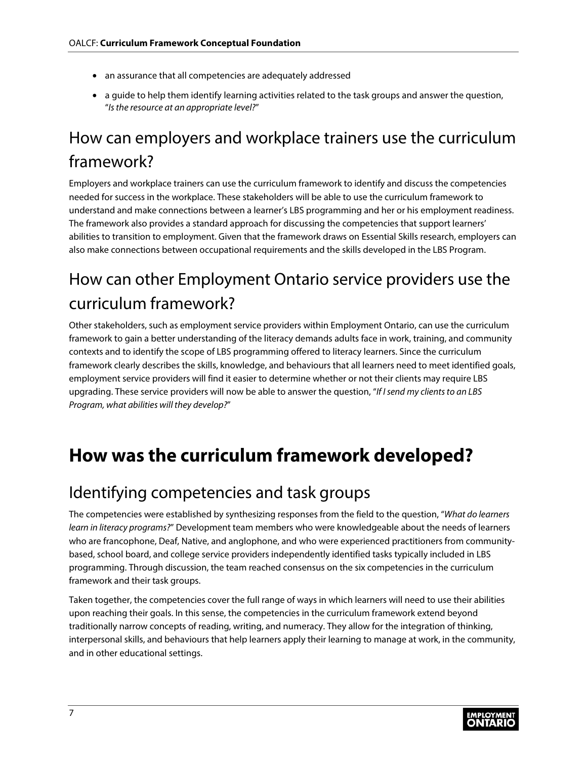- an assurance that all competencies are adequately addressed
- a guide to help them identify learning activities related to the task groups and answer the question, "*Is the resource at an appropriate level?*"

## How can employers and workplace trainers use the curriculum framework?

Employers and workplace trainers can use the curriculum framework to identify and discuss the competencies needed for success in the workplace. These stakeholders will be able to use the curriculum framework to understand and make connections between a learner's LBS programming and her or his employment readiness. The framework also provides a standard approach for discussing the competencies that support learners' abilities to transition to employment. Given that the framework draws on Essential Skills research, employers can also make connections between occupational requirements and the skills developed in the LBS Program.

## How can other Employment Ontario service providers use the curriculum framework?

Other stakeholders, such as employment service providers within Employment Ontario, can use the curriculum framework to gain a better understanding of the literacy demands adults face in work, training, and community contexts and to identify the scope of LBS programming offered to literacy learners. Since the curriculum framework clearly describes the skills, knowledge, and behaviours that all learners need to meet identified goals, employment service providers will find it easier to determine whether or not their clients may require LBS upgrading. These service providers will now be able to answer the question, "*If I send my clients to an LBS Program, what abilities will they develop?*"

# How was the curriculum framework developed?

## Identifying competencies and task groups

The competencies were established by synthesizing responses from the field to the question, "*What do learners learn in literacy programs?*" Development team members who were knowledgeable about the needs of learners who are francophone, Deaf, Native, and anglophone, and who were experienced practitioners from community-based, school board, and college service providers independently identified tasks typically included in LBS programming. Through discussion, the team reached consensus on the six competencies in the curriculum framework and their task groups.

Taken together, the competencies cover the full range of ways in which learners will need to use their abilities upon reaching their goals. In this sense, the competencies in the curriculum framework extend beyond traditionally narrow concepts of reading, writing, and numeracy. They allow for the integration of thinking, interpersonal skills, and behaviours that help learners apply their learning to manage at work, in the community, and in other educational settings.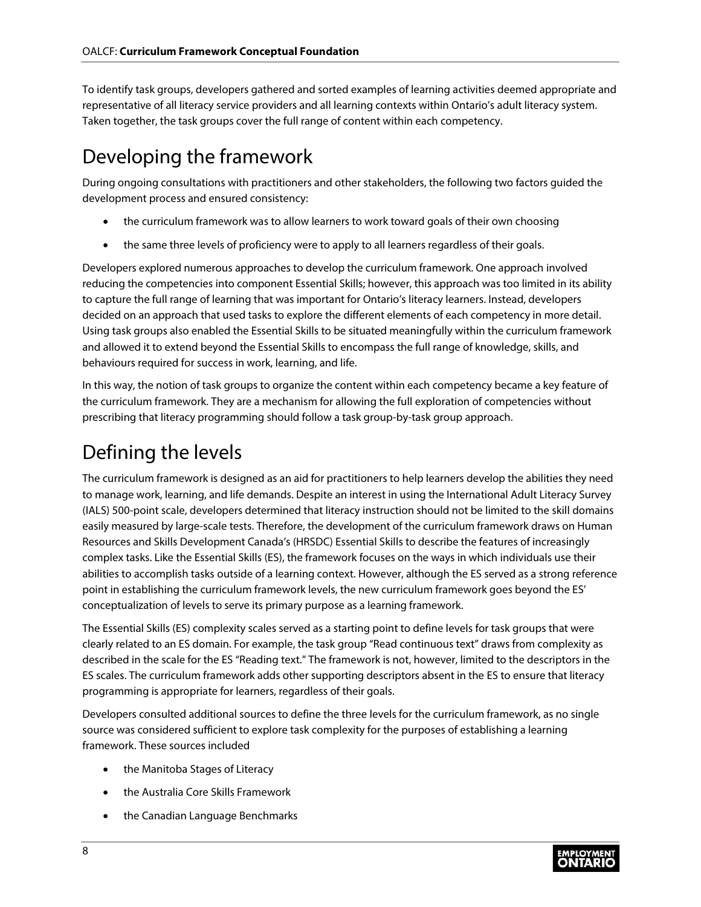To identify task groups, developers gathered and sorted examples of learning activities deemed appropriate and representative of all literacy service providers and all learning contexts within Ontario's adult literacy system. Taken together, the task groups cover the full range of content within each competency.

# Developing the framework

During ongoing consultations with practitioners and other stakeholders, the following two factors guided the development process and ensured consistency:

- the curriculum framework was to allow learners to work toward goals of their own choosing
- the same three levels of proficiency were to apply to all learners regardless of their goals.

Developers explored numerous approaches to develop the curriculum framework. One approach involved reducing the competencies into component Essential Skills; however, this approach was too limited in its ability to capture the full range of learning that was important for Ontario's literacy learners. Instead, developers decided on an approach that used tasks to explore the different elements of each competency in more detail. Using task groups also enabled the Essential Skills to be situated meaningfully within the curriculum framework and allowed it to extend beyond the Essential Skills to encompass the full range of knowledge, skills, and behaviours required for success in work, learning, and life.

In this way, the notion of task groups to organize the content within each competency became a key feature of the curriculum framework. They are a mechanism for allowing the full exploration of competencies without prescribing that literacy programming should follow a task group-by-task group approach.

# Defining the levels

The curriculum framework is designed as an aid for practitioners to help learners develop the abilities they need to manage work, learning, and life demands. Despite an interest in using the International Adult Literacy Survey (IALS) 500-point scale, developers determined that literacy instruction should not be limited to the skill domains easily measured by large-scale tests. Therefore, the development of the curriculum framework draws on Human Resources and Skills Development Canada's (HRSDC) Essential Skills to describe the features of increasingly complex tasks. Like the Essential Skills (ES), the framework focuses on the ways in which individuals use their abilities to accomplish tasks outside of a learning context. However, although the ES served as a strong reference point in establishing the curriculum framework levels, the new curriculum framework goes beyond the ES' conceptualization of levels to serve its primary purpose as a learning framework.

The Essential Skills (ES) complexity scales served as a starting point to define levels for task groups that were clearly related to an ES domain. For example, the task group "Read continuous text" draws from complexity as described in the scale for the ES "Reading text." The framework is not, however, limited to the descriptors in the ES scales. The curriculum framework adds other supporting descriptors absent in the ES to ensure that literacy programming is appropriate for learners, regardless of their goals.

Developers consulted additional sources to define the three levels for the curriculum framework, as no single source was considered sufficient to explore task complexity for the purposes of establishing a learning framework. These sources included

- the Manitoba Stages of Literacy
- the Australia Core Skills Framework
- the Canadian Language Benchmarks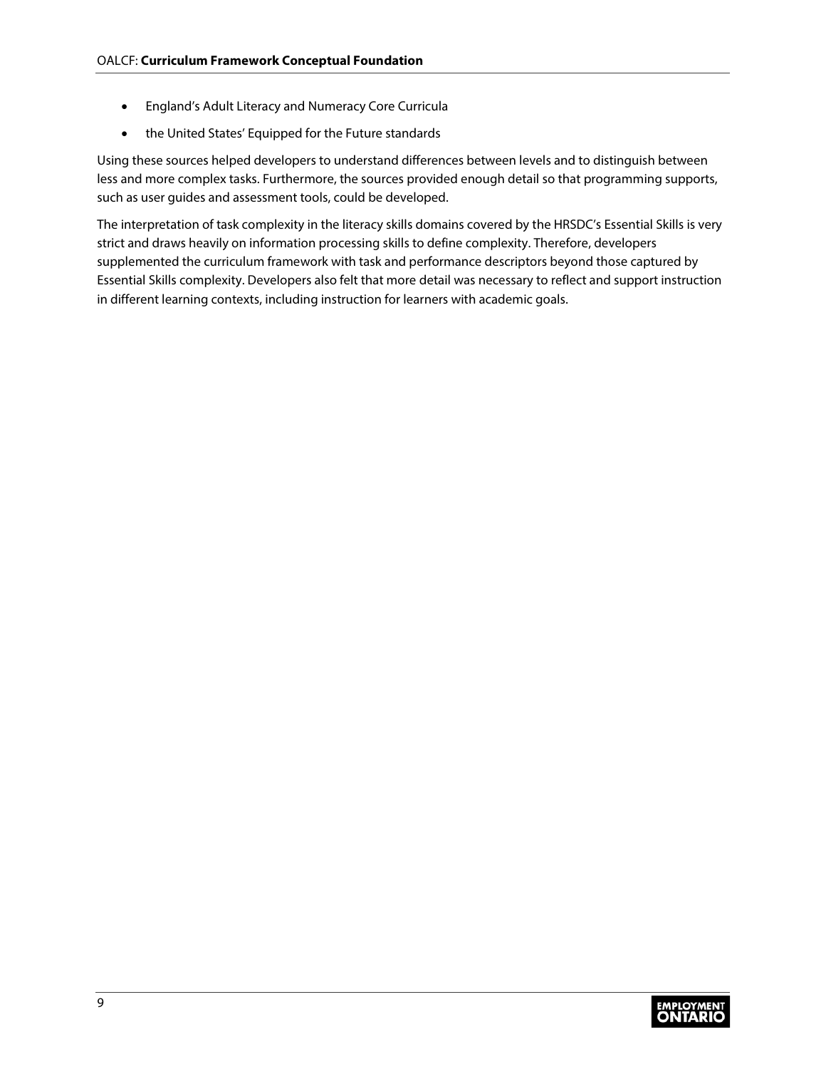- England's Adult Literacy and Numeracy Core Curricula
- the United States' Equipped for the Future standards

Using these sources helped developers to understand differences between levels and to distinguish between less and more complex tasks. Furthermore, the sources provided enough detail so that programming supports, such as user guides and assessment tools, could be developed.

The interpretation of task complexity in the literacy skills domains covered by the HRSDC's Essential Skills is very strict and draws heavily on information processing skills to define complexity. Therefore, developers supplemented the curriculum framework with task and performance descriptors beyond those captured by Essential Skills complexity. Developers also felt that more detail was necessary to reflect and support instruction in different learning contexts, including instruction for learners with academic goals.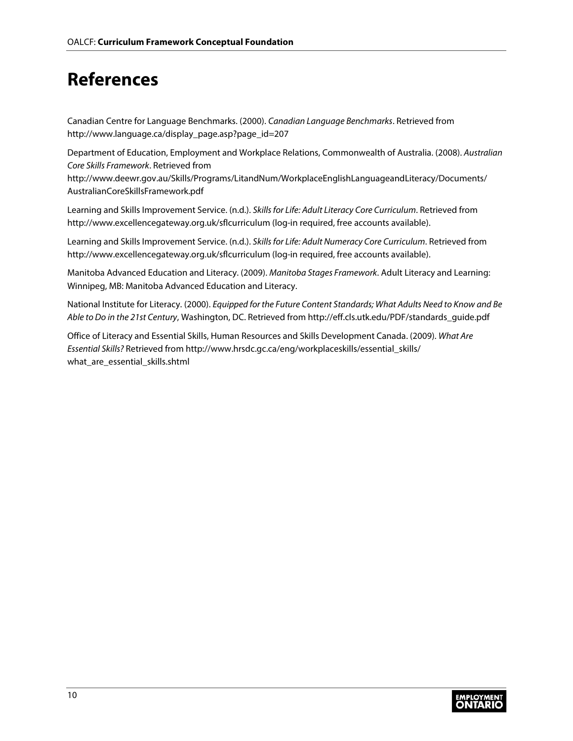# References

Canadian Centre for Language Benchmarks. (2000). *Canadian Language Benchmarks*. Retrieved from http://www.language.ca/display_page.asp?page_id=207

Department of Education, Employment and Workplace Relations, Commonwealth of Australia. (2008). *Australian Core Skills Framework*. Retrieved from http://www.deewr.gov.au/Skills/Programs/LitandNum/WorkplaceEnglishLanguageandLiteracy/Documents/AustralianCoreSkillsFramework.pdf

Learning and Skills Improvement Service. (n.d.). *Skills for Life: Adult Literacy Core Curriculum*. Retrieved from http://www.excellencegateway.org.uk/sflcurriculum (log-in required, free accounts available).

Learning and Skills Improvement Service. (n.d.). *Skills for Life: Adult Numeracy Core Curriculum*. Retrieved from http://www.excellencegateway.org.uk/sflcurriculum (log-in required, free accounts available).

Manitoba Advanced Education and Literacy. (2009). *Manitoba Stages Framework*. Adult Literacy and Learning: Winnipeg, MB: Manitoba Advanced Education and Literacy.

National Institute for Literacy. (2000). *Equipped for the Future Content Standards; What Adults Need to Know and Be Able to Do in the 21st Century*, Washington, DC. Retrieved from http://eff.cls.utk.edu/PDF/standards_guide.pdf

Office of Literacy and Essential Skills, Human Resources and Skills Development Canada. (2009). *What Are Essential Skills?* Retrieved from http://www.hrsdc.gc.ca/eng/workplaceskills/essential_skills/what_are_essential_skills.shtml